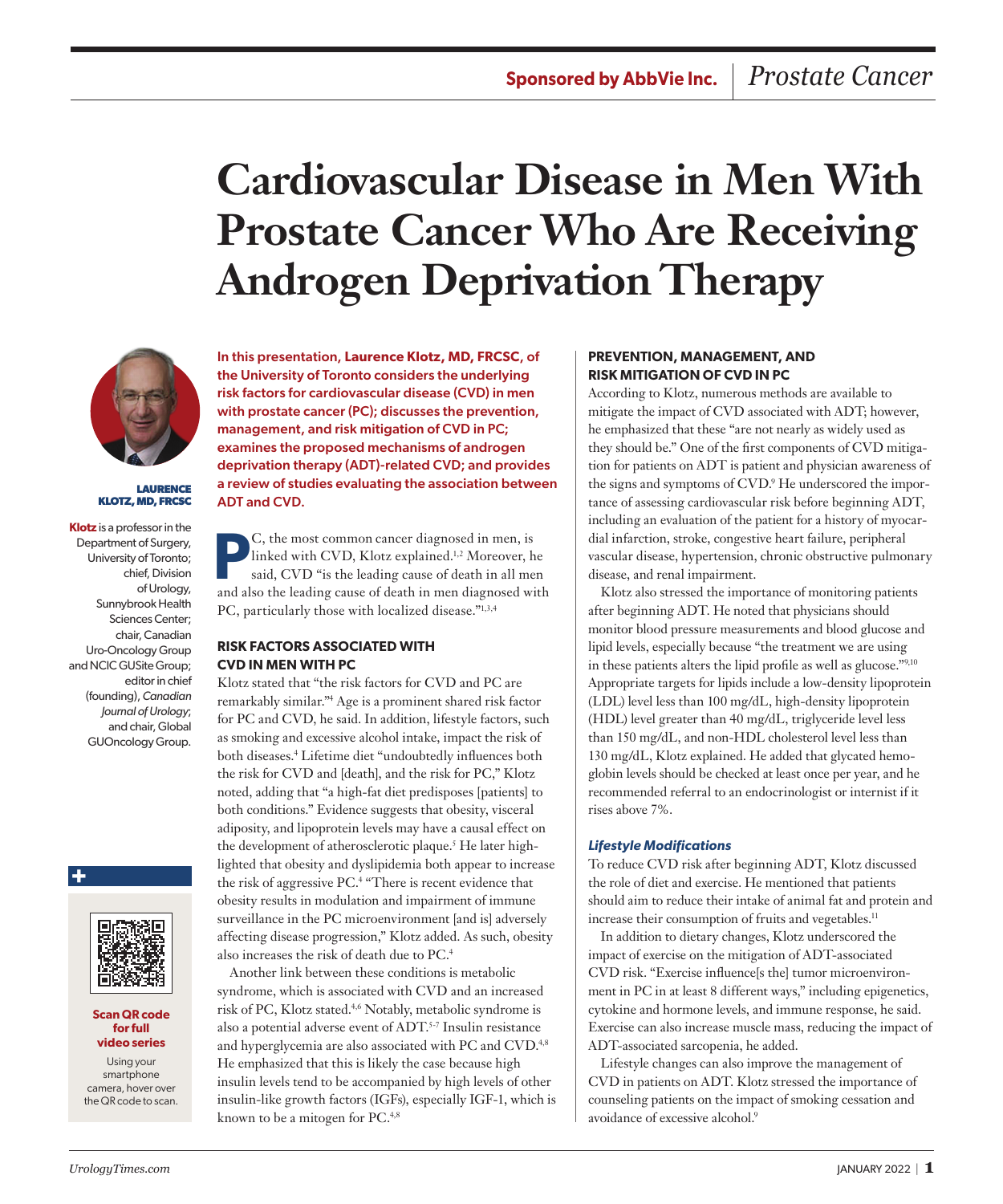Sponsored by AbbVie Inc. | *Prostate Cancer*

# Cardiovascular Disease in Men With Prostate Cancer Who Are Receiving Androgen Deprivation Therapy

**LAURENCE KLOTZ, MD, FRCSC**

**Klotz** is a professor in the Department of Surgery, University of Toronto; chief, Division of Urology, Sunnybrook Health Sciences Center; chair, Canadian Uro-Oncology Group and NCIC GUSite Group; editor in chief (founding), *Canadian Journal of Urology*; and chair, Global GUOncology Group.

**Scan QR code for full video series**

Using your smartphone camera, hover over the QR code to scan.

**In this presentation, Laurence Klotz, MD, FRCSC, of the University of Toronto considers the underlying risk factors for cardiovascular disease (CVD) in men with prostate cancer (PC); discusses the prevention, management, and risk mitigation of CVD in PC; examines the proposed mechanisms of androgen deprivation therapy (ADT)-related CVD; and provides a review of studies evaluating the association between ADT and CVD.**

PC, the most common cancer diagnosed in men, is linked with CVD, Klotz explained.[1,2] Moreover, he said, CVD "is the leading cause of death in all men and also the leading cause of death in men diagnosed with PC, particularly those with localized disease."[1,3,4]

## RISK FACTORS ASSOCIATED WITH CVD IN MEN WITH PC

Klotz stated that "the risk factors for CVD and PC are remarkably similar."[4] Age is a prominent shared risk factor for PC and CVD, he said. In addition, lifestyle factors, such as smoking and excessive alcohol intake, impact the risk of both diseases.[4] Lifetime diet "undoubtedly influences both the risk for CVD and [death], and the risk for PC," Klotz noted, adding that "a high-fat diet predisposes [patients] to both conditions." Evidence suggests that obesity, visceral adiposity, and lipoprotein levels may have a causal effect on the development of atherosclerotic plaque.[5] He later highlighted that obesity and dyslipidemia both appear to increase the risk of aggressive PC.[4] "There is recent evidence that obesity results in modulation and impairment of immune surveillance in the PC microenvironment [and is] adversely affecting disease progression," Klotz added. As such, obesity also increases the risk of death due to PC.[4]

Another link between these conditions is metabolic syndrome, which is associated with CVD and an increased risk of PC, Klotz stated.[4,6] Notably, metabolic syndrome is also a potential adverse event of ADT.[5-7] Insulin resistance and hyperglycemia are also associated with PC and CVD.[4,8] He emphasized that this is likely the case because high insulin levels tend to be accompanied by high levels of other insulin-like growth factors (IGFs), especially IGF-1, which is known to be a mitogen for PC.[4,8]

## PREVENTION, MANAGEMENT, AND RISK MITIGATION OF CVD IN PC

According to Klotz, numerous methods are available to mitigate the impact of CVD associated with ADT; however, he emphasized that these "are not nearly as widely used as they should be." One of the first components of CVD mitigation for patients on ADT is patient and physician awareness of the signs and symptoms of CVD.[9] He underscored the importance of assessing cardiovascular risk before beginning ADT, including an evaluation of the patient for a history of myocardial infarction, stroke, congestive heart failure, peripheral vascular disease, hypertension, chronic obstructive pulmonary disease, and renal impairment.

Klotz also stressed the importance of monitoring patients after beginning ADT. He noted that physicians should monitor blood pressure measurements and blood glucose and lipid levels, especially because "the treatment we are using in these patients alters the lipid profile as well as glucose."[9,10] Appropriate targets for lipids include a low-density lipoprotein (LDL) level less than 100 mg/dL, high-density lipoprotein (HDL) level greater than 40 mg/dL, triglyceride level less than 150 mg/dL, and non-HDL cholesterol level less than 130 mg/dL, Klotz explained. He added that glycated hemoglobin levels should be checked at least once per year, and he recommended referral to an endocrinologist or internist if it rises above 7%.

### *Lifestyle Modifications*

To reduce CVD risk after beginning ADT, Klotz discussed the role of diet and exercise. He mentioned that patients should aim to reduce their intake of animal fat and protein and increase their consumption of fruits and vegetables.[11]

In addition to dietary changes, Klotz underscored the impact of exercise on the mitigation of ADT-associated CVD risk. "Exercise influence[s the] tumor microenvironment in PC in at least 8 different ways," including epigenetics, cytokine and hormone levels, and immune response, he said. Exercise can also increase muscle mass, reducing the impact of ADT-associated sarcopenia, he added.

Lifestyle changes can also improve the management of CVD in patients on ADT. Klotz stressed the importance of counseling patients on the impact of smoking cessation and avoidance of excessive alcohol.[9]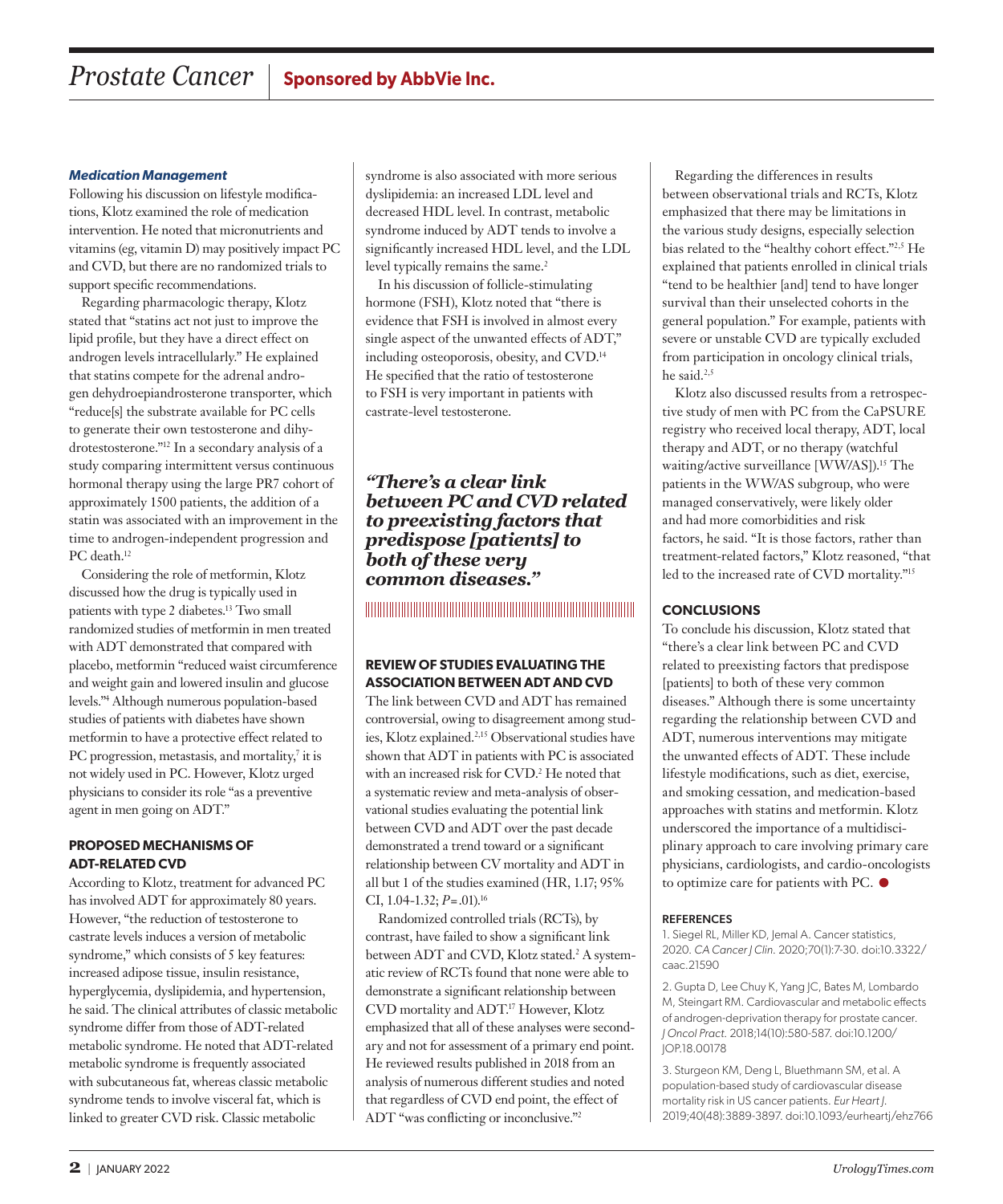### *Medication Management*

Following his discussion on lifestyle modifications, Klotz examined the role of medication intervention. He noted that micronutrients and vitamins (eg, vitamin D) may positively impact PC and CVD, but there are no randomized trials to support specific recommendations.

Regarding pharmacologic therapy, Klotz stated that "statins act not just to improve the lipid profile, but they have a direct effect on androgen levels intracellularly." He explained that statins compete for the adrenal androgen dehydroepiandrosterone transporter, which "reduce[s] the substrate available for PC cells to generate their own testosterone and dihydrotestosterone."[12] In a secondary analysis of a study comparing intermittent versus continuous hormonal therapy using the large PR7 cohort of approximately 1500 patients, the addition of a statin was associated with an improvement in the time to androgen-independent progression and PC death.[12]

Considering the role of metformin, Klotz discussed how the drug is typically used in patients with type 2 diabetes.[13] Two small randomized studies of metformin in men treated with ADT demonstrated that compared with placebo, metformin "reduced waist circumference and weight gain and lowered insulin and glucose levels."[4] Although numerous population-based studies of patients with diabetes have shown metformin to have a protective effect related to PC progression, metastasis, and mortality,[7] it is not widely used in PC. However, Klotz urged physicians to consider its role "as a preventive agent in men going on ADT."

## PROPOSED MECHANISMS OF ADT-RELATED CVD

According to Klotz, treatment for advanced PC has involved ADT for approximately 80 years. However, "the reduction of testosterone to castrate levels induces a version of metabolic syndrome," which consists of 5 key features: increased adipose tissue, insulin resistance, hyperglycemia, dyslipidemia, and hypertension, he said. The clinical attributes of classic metabolic syndrome differ from those of ADT-related metabolic syndrome. He noted that ADT-related metabolic syndrome is frequently associated with subcutaneous fat, whereas classic metabolic syndrome tends to involve visceral fat, which is linked to greater CVD risk. Classic metabolic syndrome is also associated with more serious dyslipidemia: an increased LDL level and decreased HDL level. In contrast, metabolic syndrome induced by ADT tends to involve a significantly increased HDL level, and the LDL level typically remains the same.[2]

In his discussion of follicle-stimulating hormone (FSH), Klotz noted that "there is evidence that FSH is involved in almost every single aspect of the unwanted effects of ADT," including osteoporosis, obesity, and CVD.[14] He specified that the ratio of testosterone to FSH is very important in patients with castrate-level testosterone.

> ***"There's a clear link between PC and CVD related to preexisting factors that predispose [patients] to both of these very common diseases."***

## REVIEW OF STUDIES EVALUATING THE ASSOCIATION BETWEEN ADT AND CVD

The link between CVD and ADT has remained controversial, owing to disagreement among studies, Klotz explained.[2,15] Observational studies have shown that ADT in patients with PC is associated with an increased risk for CVD.[2] He noted that a systematic review and meta-analysis of observational studies evaluating the potential link between CVD and ADT over the past decade demonstrated a trend toward or a significant relationship between CV mortality and ADT in all but 1 of the studies examined (HR, 1.17; 95% CI, 1.04-1.32; $P=.01$).[16]

Randomized controlled trials (RCTs), by contrast, have failed to show a significant link between ADT and CVD, Klotz stated.[2] A systematic review of RCTs found that none were able to demonstrate a significant relationship between CVD mortality and ADT.[17] However, Klotz emphasized that all of these analyses were secondary and not for assessment of a primary end point. He reviewed results published in 2018 from an analysis of numerous different studies and noted that regardless of CVD end point, the effect of ADT "was conflicting or inconclusive."[2]

Regarding the differences in results between observational trials and RCTs, Klotz emphasized that there may be limitations in the various study designs, especially selection bias related to the "healthy cohort effect."[2,5] He explained that patients enrolled in clinical trials "tend to be healthier [and] tend to have longer survival than their unselected cohorts in the general population." For example, patients with severe or unstable CVD are typically excluded from participation in oncology clinical trials, he said.[2,5]

Klotz also discussed results from a retrospective study of men with PC from the CaPSURE registry who received local therapy, ADT, local therapy and ADT, or no therapy (watchful waiting/active surveillance [WW/AS]).[15] The patients in the WW/AS subgroup, who were managed conservatively, were likely older and had more comorbidities and risk factors, he said. "It is those factors, rather than treatment-related factors," Klotz reasoned, "that led to the increased rate of CVD mortality."[15]

## CONCLUSIONS

To conclude his discussion, Klotz stated that "there's a clear link between PC and CVD related to preexisting factors that predispose [patients] to both of these very common diseases." Although there is some uncertainty regarding the relationship between CVD and ADT, numerous interventions may mitigate the unwanted effects of ADT. These include lifestyle modifications, such as diet, exercise, and smoking cessation, and medication-based approaches with statins and metformin. Klotz underscored the importance of a multidisciplinary approach to care involving primary care physicians, cardiologists, and cardio-oncologists to optimize care for patients with PC. ●

### REFERENCES

1. Siegel RL, Miller KD, Jemal A. Cancer statistics, 2020. *CA Cancer J Clin*. 2020;70(1):7-30. doi:10.3322/caac.21590

2. Gupta D, Lee Chuy K, Yang JC, Bates M, Lombardo M, Steingart RM. Cardiovascular and metabolic effects of androgen-deprivation therapy for prostate cancer. *J Oncol Pract*. 2018;14(10):580-587. doi:10.1200/JOP.18.00178

3. Sturgeon KM, Deng L, Bluethmann SM, et al. A population-based study of cardiovascular disease mortality risk in US cancer patients. *Eur Heart J*. 2019;40(48):3889-3897. doi:10.1093/eurheartj/ehz766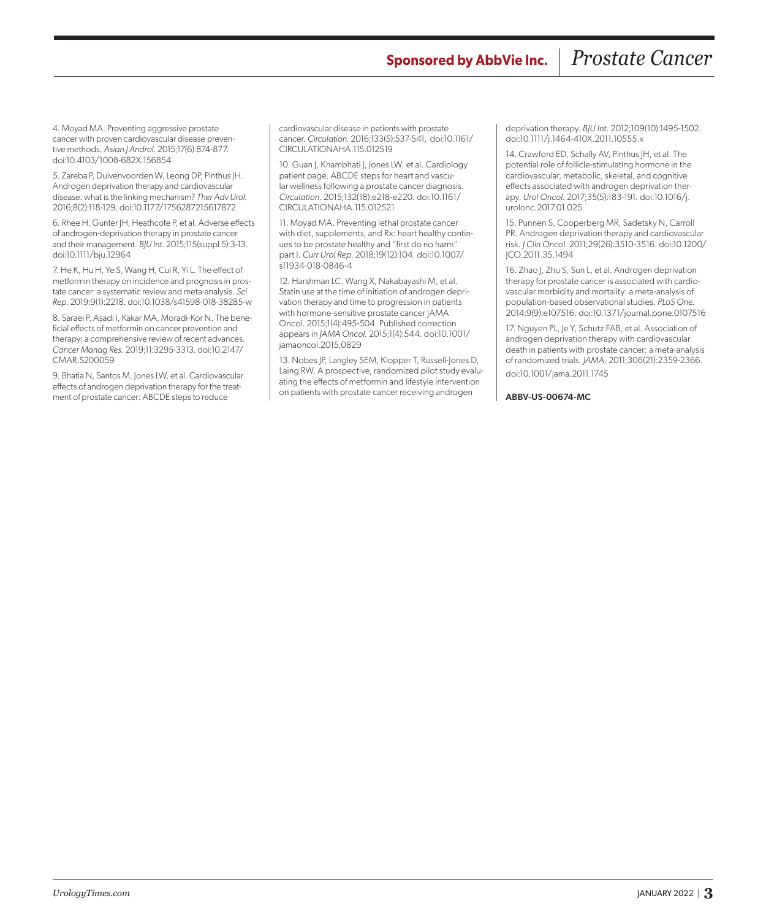4. Moyad MA. Preventing aggressive prostate cancer with proven cardiovascular disease preventive methods. *Asian J Androl.* 2015;17(6):874-877. doi:10.4103/1008-682X.156854

5. Zareba P, Duivenvoorden W, Leong DP, Pinthus JH. Androgen deprivation therapy and cardiovascular disease: what is the linking mechanism? *Ther Adv Urol.* 2016;8(2):118-129. doi:10.1177/1756287215617872

6. Rhee H, Gunter JH, Heathcote P, et al. Adverse effects of androgen-deprivation therapy in prostate cancer and their management. *BJU Int.* 2015;115(suppl 5):3-13. doi:10.1111/bju.12964

7. He K, Hu H, Ye S, Wang H, Cui R, Yi L. The effect of metformin therapy on incidence and prognosis in prostate cancer: a systematic review and meta-analysis. *Sci Rep.* 2019;9(1):2218. doi:10.1038/s41598-018-38285-w

8. Saraei P, Asadi I, Kakar MA, Moradi-Kor N. The beneficial effects of metformin on cancer prevention and therapy: a comprehensive review of recent advances. *Cancer Manag Res.* 2019;11:3295-3313. doi:10.2147/CMAR.S200059

9. Bhatia N, Santos M, Jones LW, et al. Cardiovascular effects of androgen deprivation therapy for the treatment of prostate cancer: ABCDE steps to reduce cardiovascular disease in patients with prostate cancer. *Circulation.* 2016;133(5):537-541. doi:10.1161/CIRCULATIONAHA.115.012519

10. Guan J, Khambhati J, Jones LW, et al. Cardiology patient page. ABCDE steps for heart and vascular wellness following a prostate cancer diagnosis. *Circulation.* 2015;132(18):e218-e220. doi:10.1161/CIRCULATIONAHA.115.012521

11. Moyad MA. Preventing lethal prostate cancer with diet, supplements, and Rx: heart healthy continues to be prostate healthy and "first do no harm" part I. *Curr Urol Rep.* 2018;19(12):104. doi:10.1007/s11934-018-0846-4

12. Harshman LC, Wang X, Nakabayashi M, et al. Statin use at the time of initiation of androgen deprivation therapy and time to progression in patients with hormone-sensitive prostate cancer JAMA Oncol. 2015;1(4):495-504. Published correction appears in *JAMA Oncol.* 2015;1(4):544. doi:10.1001/jamaoncol.2015.0829

13. Nobes JP, Langley SEM, Klopper T, Russell-Jones D, Laing RW. A prospective, randomized pilot study evaluating the effects of metformin and lifestyle intervention on patients with prostate cancer receiving androgen deprivation therapy. *BJU Int.* 2012;109(10):1495-1502. doi:10.1111/j.1464-410X.2011.10555.x

14. Crawford ED, Schally AV, Pinthus JH, et al. The potential role of follicle-stimulating hormone in the cardiovascular, metabolic, skeletal, and cognitive effects associated with androgen deprivation therapy. *Urol Oncol.* 2017;35(5):183-191. doi:10.1016/j.urolonc.2017.01.025

15. Punnen S, Cooperberg MR, Sadetsky N, Carroll PR. Androgen deprivation therapy and cardiovascular risk. *J Clin Oncol.* 2011;29(26):3510-3516. doi:10.1200/JCO.2011.35.1494

16. Zhao J, Zhu S, Sun L, et al. Androgen deprivation therapy for prostate cancer is associated with cardiovascular morbidity and mortality: a meta-analysis of population-based observational studies. *PLoS One.* 2014;9(9):e107516. doi:10.1371/journal.pone.0107516

17. Nguyen PL, Je Y, Schutz FAB, et al. Association of androgen deprivation therapy with cardiovascular death in patients with prostate cancer: a meta-analysis of randomized trials. *JAMA.* 2011;306(21):2359-2366. doi:10.1001/jama.2011.1745

**ABBV-US-00674-MC**